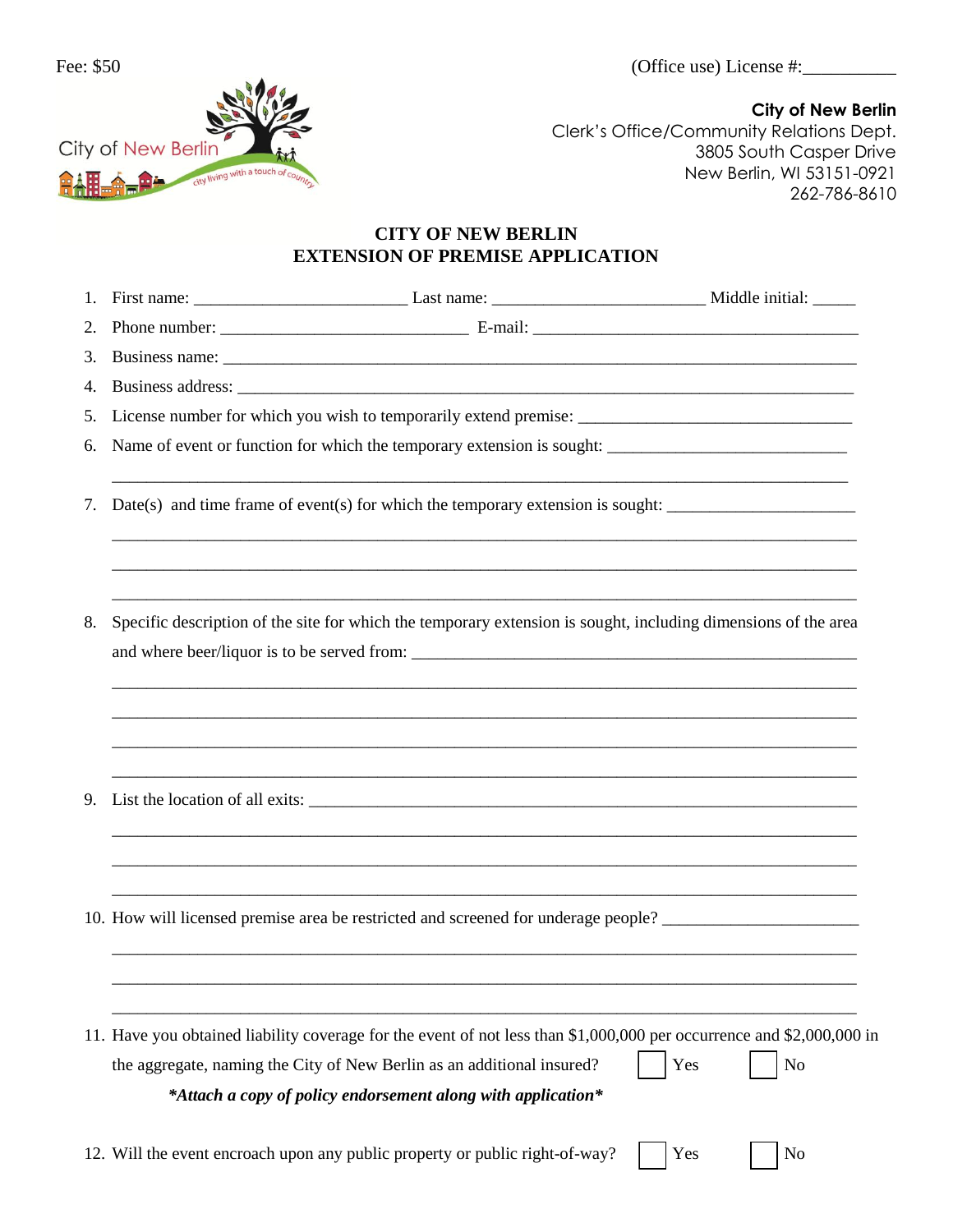Fee: $50

(Office use) License #:__________

**City of New Berlin**
Clerk's Office/Community Relations Dept.
3805 South Casper Drive
New Berlin, WI 53151-0921
262-786-8610

# CITY OF NEW BERLIN
# EXTENSION OF PREMISE APPLICATION

1. First name: ________________________ Last name: ________________________ Middle initial: _____
2. Phone number: ____________________________ E-mail: ____________________________________
3. Business name: ____________________________________________________________________________
4. Business address: __________________________________________________________________________
5. License number for which you wish to temporarily extend premise: _______________________________
6. Name of event or function for which the temporary extension is sought: ___________________________

   _____________________________________________________________________________________

7. Date(s) and time frame of event(s) for which the temporary extension is sought: _____________________

   _____________________________________________________________________________________

   _____________________________________________________________________________________

   _____________________________________________________________________________________

8. Specific description of the site for which the temporary extension is sought, including dimensions of the area and where beer/liquor is to be served from: ____________________________________________________

   _____________________________________________________________________________________

   _____________________________________________________________________________________

   _____________________________________________________________________________________

   _____________________________________________________________________________________

9. List the location of all exits: ______________________________________________________________

   _____________________________________________________________________________________

   _____________________________________________________________________________________

   _____________________________________________________________________________________

10. How will licensed premise area be restricted and screened for underage people? _____________________

    _____________________________________________________________________________________

    _____________________________________________________________________________________

    _____________________________________________________________________________________

11. Have you obtained liability coverage for the event of not less than $1,000,000 per occurrence and $2,000,000 in the aggregate, naming the City of New Berlin as an additional insured? ☐ Yes ☐ No

    ***Attach a copy of policy endorsement along with application***

12. Will the event encroach upon any public property or public right-of-way? ☐ Yes ☐ No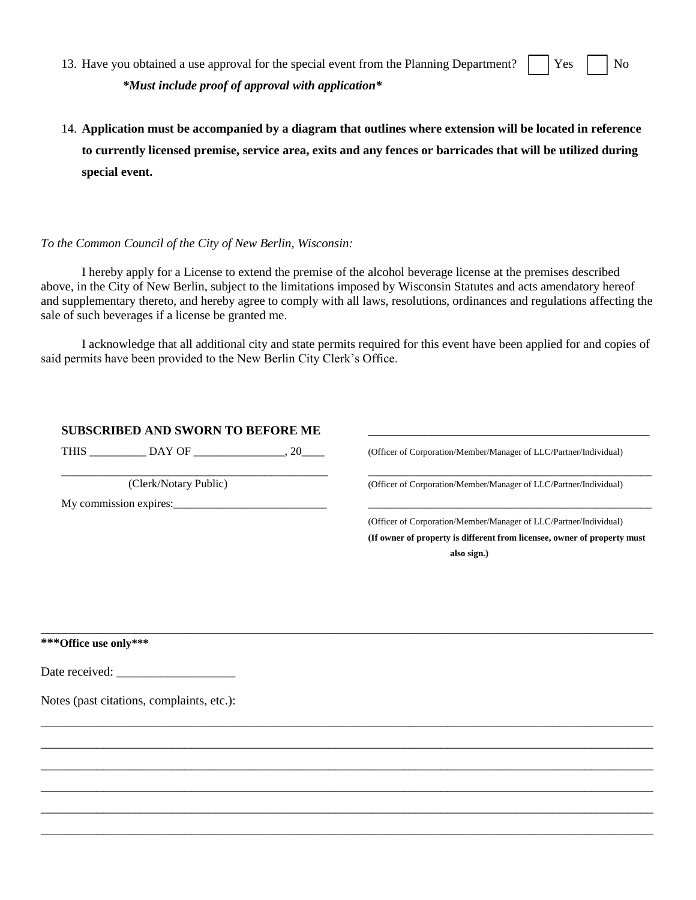13. Have you obtained a use approval for the special event from the Planning Department? ☐ Yes ☐ No

    ***Must include proof of approval with application***

14. **Application must be accompanied by a diagram that outlines where extension will be located in reference to currently licensed premise, service area, exits and any fences or barricades that will be utilized during special event.**

*To the Common Council of the City of New Berlin, Wisconsin:*

I hereby apply for a License to extend the premise of the alcohol beverage license at the premises described above, in the City of New Berlin, subject to the limitations imposed by Wisconsin Statutes and acts amendatory hereof and supplementary thereto, and hereby agree to comply with all laws, resolutions, ordinances and regulations affecting the sale of such beverages if a license be granted me.

I acknowledge that all additional city and state permits required for this event have been applied for and copies of said permits have been provided to the New Berlin City Clerk's Office.

**SUBSCRIBED AND SWORN TO BEFORE ME**

THIS __________ DAY OF ________________, 20____

_______________________________________________

(Clerk/Notary Public)

My commission expires:___________________________

_______________________________________________

(Officer of Corporation/Member/Manager of LLC/Partner/Individual)

_______________________________________________

(Officer of Corporation/Member/Manager of LLC/Partner/Individual)

_______________________________________________

(Officer of Corporation/Member/Manager of LLC/Partner/Individual)

**(If owner of property is different from licensee, owner of property must also sign.)**

---

**\*\*\*Office use only\*\*\***

Date received: ___________________

Notes (past citations, complaints, etc.):

_____________________________________________________________________________________________

_____________________________________________________________________________________________

_____________________________________________________________________________________________

_____________________________________________________________________________________________

_____________________________________________________________________________________________

_____________________________________________________________________________________________